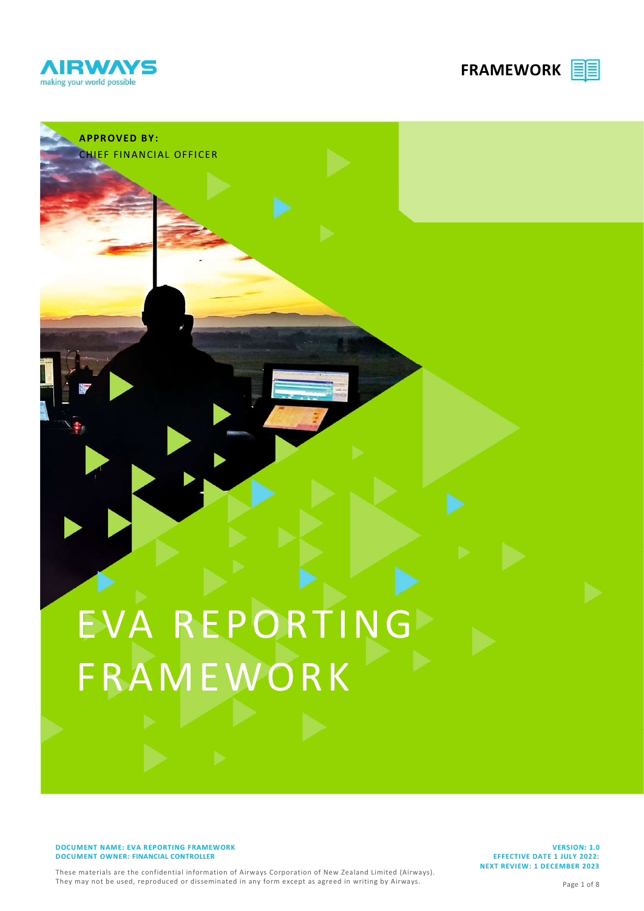AIRWAYS
making your world possible

FRAMEWORK

**APPROVED BY:**
CHIEF FINANCIAL OFFICER

# EVA REPORTING FRAMEWORK

**DOCUMENT NAME: EVA REPORTING FRAMEWORK**
**DOCUMENT OWNER: FINANCIAL CONTROLLER**

**VERSION: 1.0**
**EFFECTIVE DATE 1 JULY 2022:**
**NEXT REVIEW: 1 DECEMBER 2023**

These materials are the confidential information of Airways Corporation of New Zealand Limited (Airways). They may not be used, reproduced or disseminated in any form except as agreed in writing by Airways.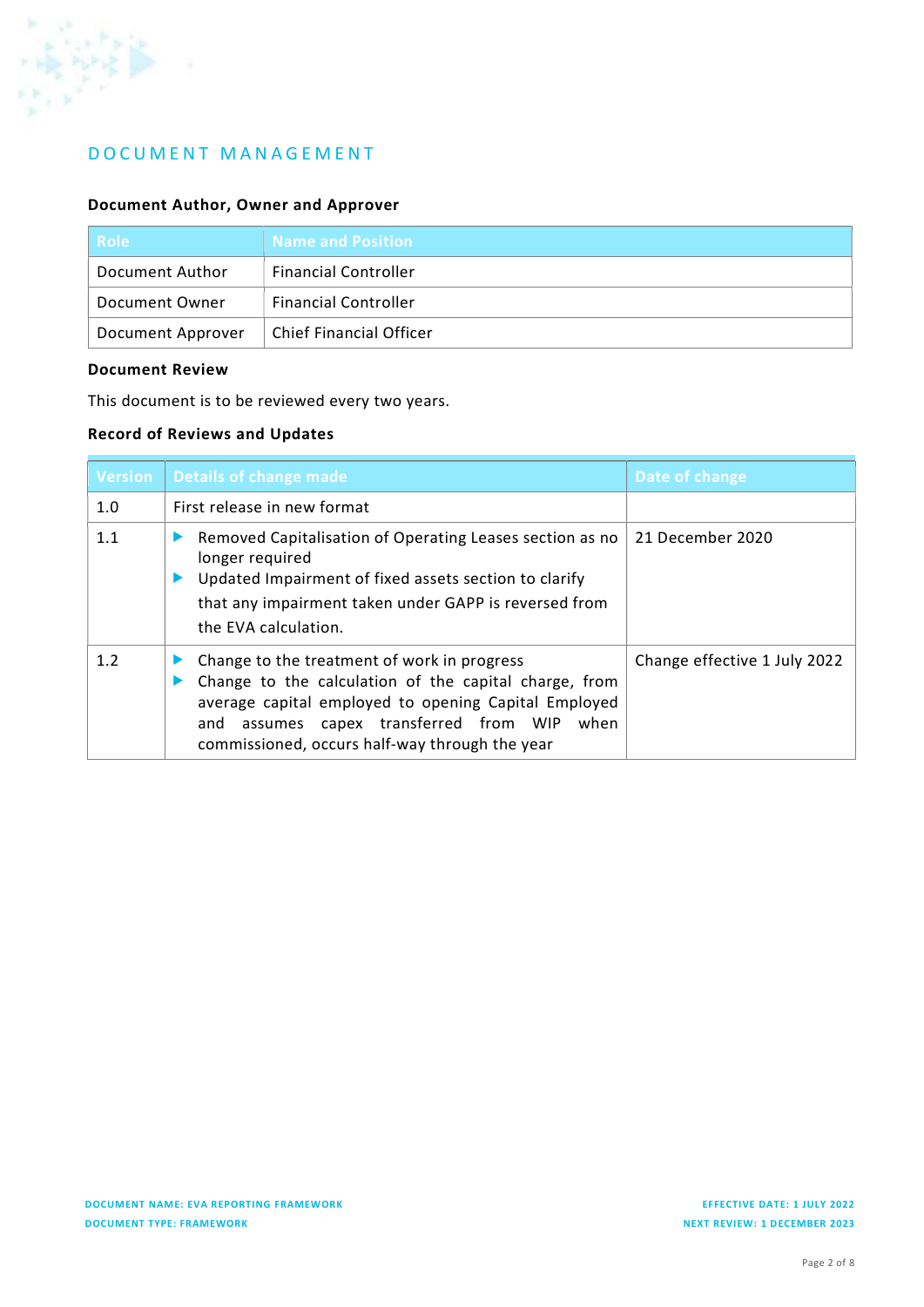# DOCUMENT MANAGEMENT

### Document Author, Owner and Approver

| Role | Name and Position |
|---|---|
| Document Author | Financial Controller |
| Document Owner | Financial Controller |
| Document Approver | Chief Financial Officer |

### Document Review

This document is to be reviewed every two years.

### Record of Reviews and Updates

| Version | Details of change made | Date of change |
|---|---|---|
| 1.0 | First release in new format | |
| 1.1 | ▶ Removed Capitalisation of Operating Leases section as no longer required<br>▶ Updated Impairment of fixed assets section to clarify that any impairment taken under GAPP is reversed from the EVA calculation. | 21 December 2020 |
| 1.2 | ▶ Change to the treatment of work in progress<br>▶ Change to the calculation of the capital charge, from average capital employed to opening Capital Employed and assumes capex transferred from WIP when commissioned, occurs half-way through the year | Change effective 1 July 2022 |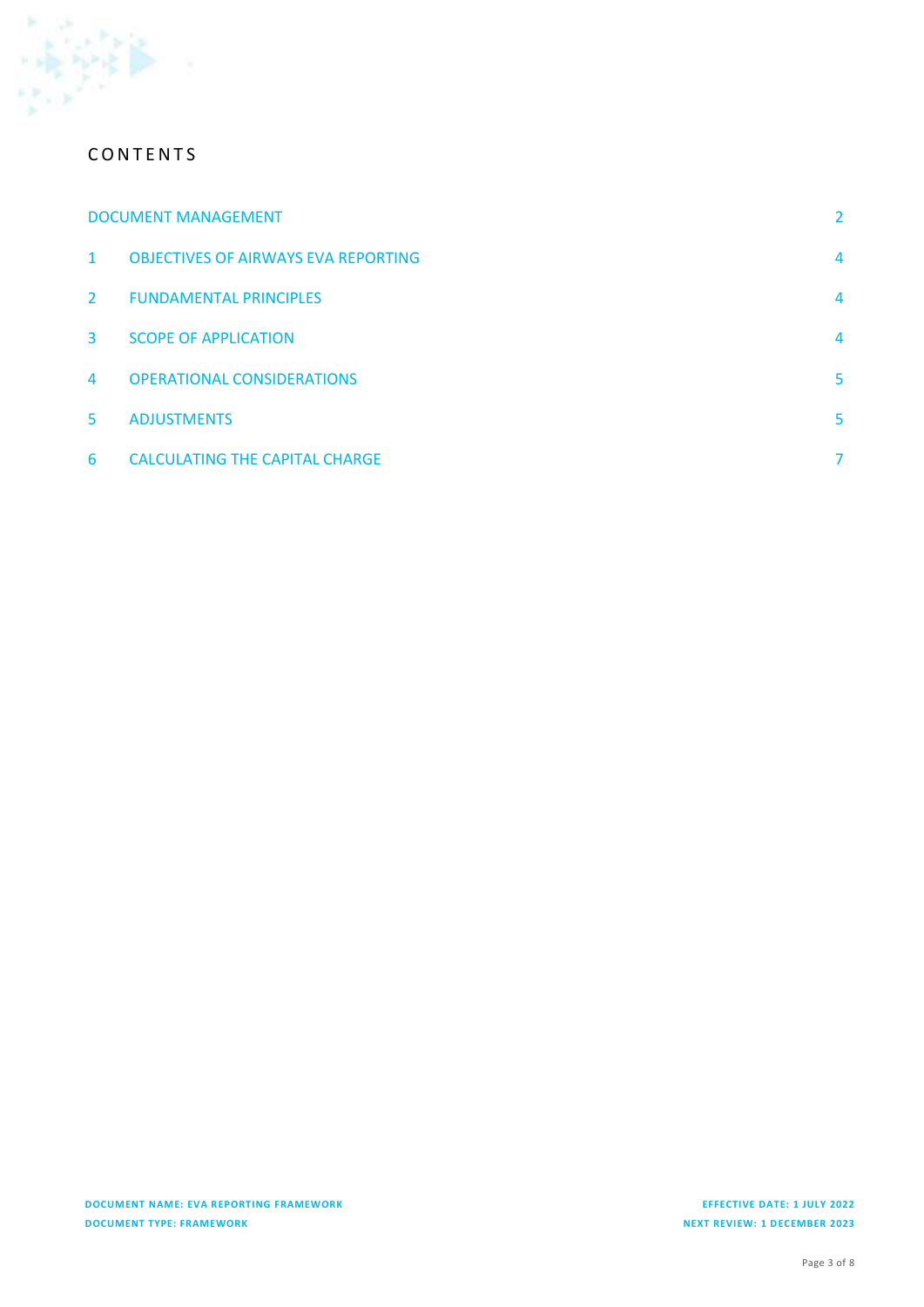# CONTENTS

| | | |
|---|---|---|
| DOCUMENT MANAGEMENT | | 2 |
| 1 | OBJECTIVES OF AIRWAYS EVA REPORTING | 4 |
| 2 | FUNDAMENTAL PRINCIPLES | 4 |
| 3 | SCOPE OF APPLICATION | 4 |
| 4 | OPERATIONAL CONSIDERATIONS | 5 |
| 5 | ADJUSTMENTS | 5 |
| 6 | CALCULATING THE CAPITAL CHARGE | 7 |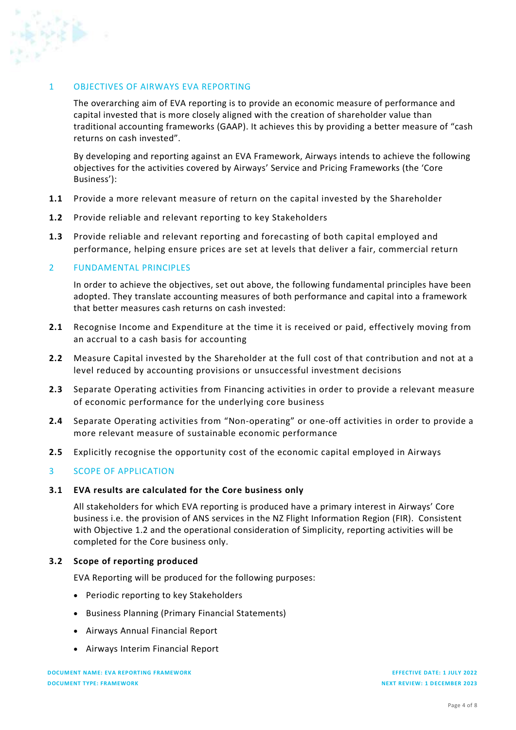## 1 OBJECTIVES OF AIRWAYS EVA REPORTING

The overarching aim of EVA reporting is to provide an economic measure of performance and capital invested that is more closely aligned with the creation of shareholder value than traditional accounting frameworks (GAAP). It achieves this by providing a better measure of "cash returns on cash invested".

By developing and reporting against an EVA Framework, Airways intends to achieve the following objectives for the activities covered by Airways' Service and Pricing Frameworks (the 'Core Business'):

**1.1** Provide a more relevant measure of return on the capital invested by the Shareholder

**1.2** Provide reliable and relevant reporting to key Stakeholders

**1.3** Provide reliable and relevant reporting and forecasting of both capital employed and performance, helping ensure prices are set at levels that deliver a fair, commercial return

## 2 FUNDAMENTAL PRINCIPLES

In order to achieve the objectives, set out above, the following fundamental principles have been adopted. They translate accounting measures of both performance and capital into a framework that better measures cash returns on cash invested:

**2.1** Recognise Income and Expenditure at the time it is received or paid, effectively moving from an accrual to a cash basis for accounting

**2.2** Measure Capital invested by the Shareholder at the full cost of that contribution and not at a level reduced by accounting provisions or unsuccessful investment decisions

**2.3** Separate Operating activities from Financing activities in order to provide a relevant measure of economic performance for the underlying core business

**2.4** Separate Operating activities from "Non-operating" or one-off activities in order to provide a more relevant measure of sustainable economic performance

**2.5** Explicitly recognise the opportunity cost of the economic capital employed in Airways

## 3 SCOPE OF APPLICATION

### 3.1 EVA results are calculated for the Core business only

All stakeholders for which EVA reporting is produced have a primary interest in Airways' Core business i.e. the provision of ANS services in the NZ Flight Information Region (FIR). Consistent with Objective 1.2 and the operational consideration of Simplicity, reporting activities will be completed for the Core business only.

### 3.2 Scope of reporting produced

EVA Reporting will be produced for the following purposes:

- Periodic reporting to key Stakeholders
- Business Planning (Primary Financial Statements)
- Airways Annual Financial Report
- Airways Interim Financial Report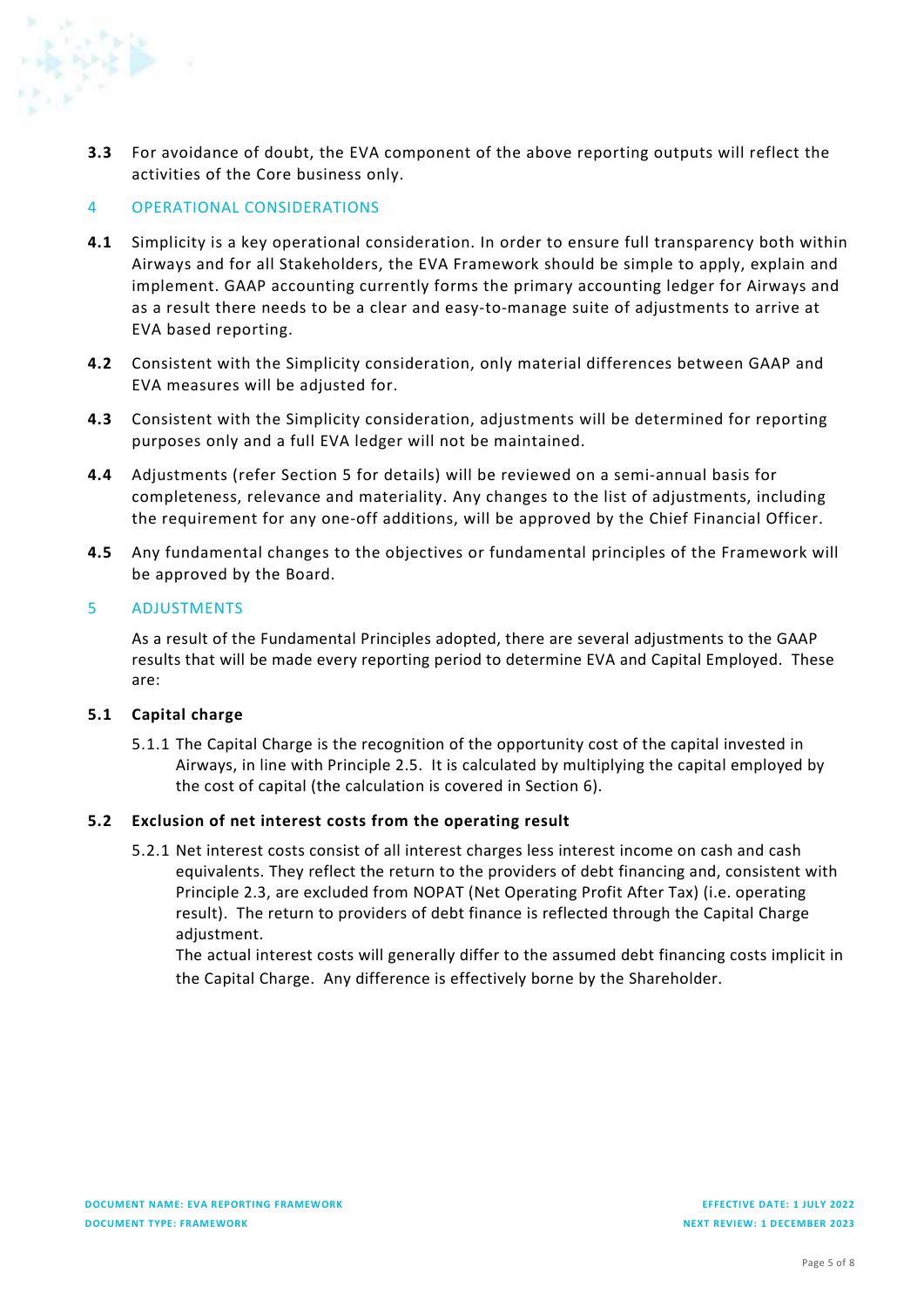**3.3** For avoidance of doubt, the EVA component of the above reporting outputs will reflect the activities of the Core business only.

## 4 OPERATIONAL CONSIDERATIONS

**4.1** Simplicity is a key operational consideration. In order to ensure full transparency both within Airways and for all Stakeholders, the EVA Framework should be simple to apply, explain and implement. GAAP accounting currently forms the primary accounting ledger for Airways and as a result there needs to be a clear and easy-to-manage suite of adjustments to arrive at EVA based reporting.

**4.2** Consistent with the Simplicity consideration, only material differences between GAAP and EVA measures will be adjusted for.

**4.3** Consistent with the Simplicity consideration, adjustments will be determined for reporting purposes only and a full EVA ledger will not be maintained.

**4.4** Adjustments (refer Section 5 for details) will be reviewed on a semi-annual basis for completeness, relevance and materiality. Any changes to the list of adjustments, including the requirement for any one-off additions, will be approved by the Chief Financial Officer.

**4.5** Any fundamental changes to the objectives or fundamental principles of the Framework will be approved by the Board.

## 5 ADJUSTMENTS

As a result of the Fundamental Principles adopted, there are several adjustments to the GAAP results that will be made every reporting period to determine EVA and Capital Employed. These are:

### 5.1 Capital charge

5.1.1 The Capital Charge is the recognition of the opportunity cost of the capital invested in Airways, in line with Principle 2.5. It is calculated by multiplying the capital employed by the cost of capital (the calculation is covered in Section 6).

### 5.2 Exclusion of net interest costs from the operating result

5.2.1 Net interest costs consist of all interest charges less interest income on cash and cash equivalents. They reflect the return to the providers of debt financing and, consistent with Principle 2.3, are excluded from NOPAT (Net Operating Profit After Tax) (i.e. operating result). The return to providers of debt finance is reflected through the Capital Charge adjustment.

The actual interest costs will generally differ to the assumed debt financing costs implicit in the Capital Charge. Any difference is effectively borne by the Shareholder.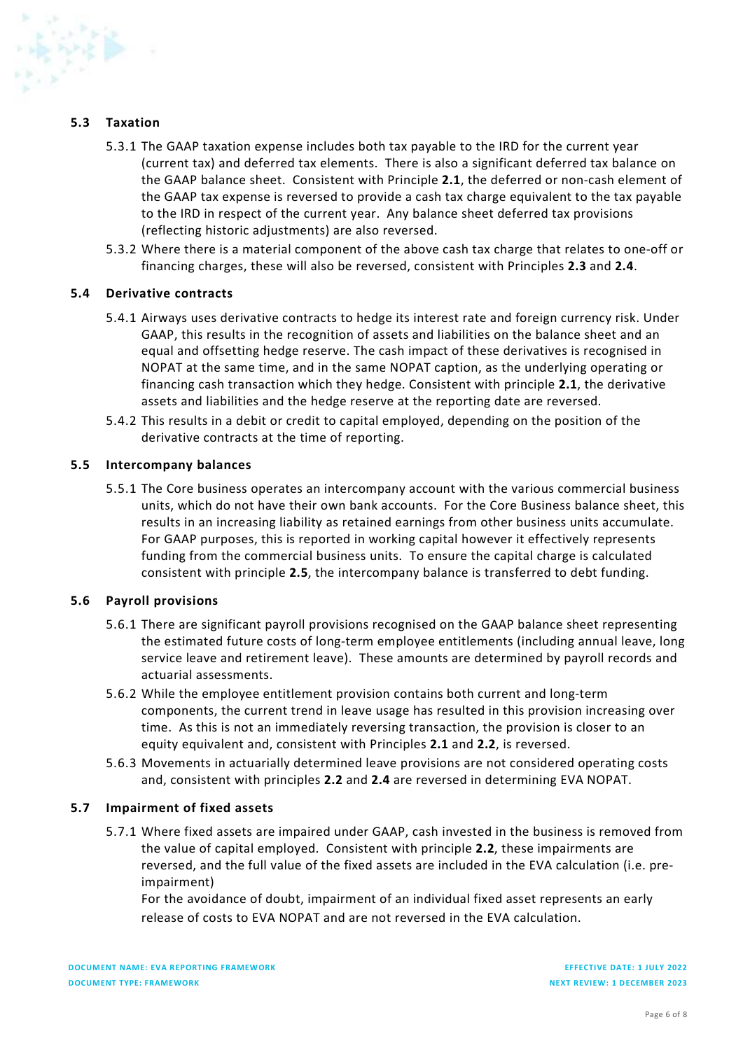### 5.3 Taxation

5.3.1 The GAAP taxation expense includes both tax payable to the IRD for the current year (current tax) and deferred tax elements. There is also a significant deferred tax balance on the GAAP balance sheet. Consistent with Principle **2.1**, the deferred or non-cash element of the GAAP tax expense is reversed to provide a cash tax charge equivalent to the tax payable to the IRD in respect of the current year. Any balance sheet deferred tax provisions (reflecting historic adjustments) are also reversed.

5.3.2 Where there is a material component of the above cash tax charge that relates to one-off or financing charges, these will also be reversed, consistent with Principles **2.3** and **2.4**.

### 5.4 Derivative contracts

5.4.1 Airways uses derivative contracts to hedge its interest rate and foreign currency risk. Under GAAP, this results in the recognition of assets and liabilities on the balance sheet and an equal and offsetting hedge reserve. The cash impact of these derivatives is recognised in NOPAT at the same time, and in the same NOPAT caption, as the underlying operating or financing cash transaction which they hedge. Consistent with principle **2.1**, the derivative assets and liabilities and the hedge reserve at the reporting date are reversed.

5.4.2 This results in a debit or credit to capital employed, depending on the position of the derivative contracts at the time of reporting.

### 5.5 Intercompany balances

5.5.1 The Core business operates an intercompany account with the various commercial business units, which do not have their own bank accounts. For the Core Business balance sheet, this results in an increasing liability as retained earnings from other business units accumulate. For GAAP purposes, this is reported in working capital however it effectively represents funding from the commercial business units. To ensure the capital charge is calculated consistent with principle **2.5**, the intercompany balance is transferred to debt funding.

### 5.6 Payroll provisions

5.6.1 There are significant payroll provisions recognised on the GAAP balance sheet representing the estimated future costs of long-term employee entitlements (including annual leave, long service leave and retirement leave). These amounts are determined by payroll records and actuarial assessments.

5.6.2 While the employee entitlement provision contains both current and long-term components, the current trend in leave usage has resulted in this provision increasing over time. As this is not an immediately reversing transaction, the provision is closer to an equity equivalent and, consistent with Principles **2.1** and **2.2**, is reversed.

5.6.3 Movements in actuarially determined leave provisions are not considered operating costs and, consistent with principles **2.2** and **2.4** are reversed in determining EVA NOPAT.

### 5.7 Impairment of fixed assets

5.7.1 Where fixed assets are impaired under GAAP, cash invested in the business is removed from the value of capital employed. Consistent with principle **2.2**, these impairments are reversed, and the full value of the fixed assets are included in the EVA calculation (i.e. pre-impairment)

For the avoidance of doubt, impairment of an individual fixed asset represents an early release of costs to EVA NOPAT and are not reversed in the EVA calculation.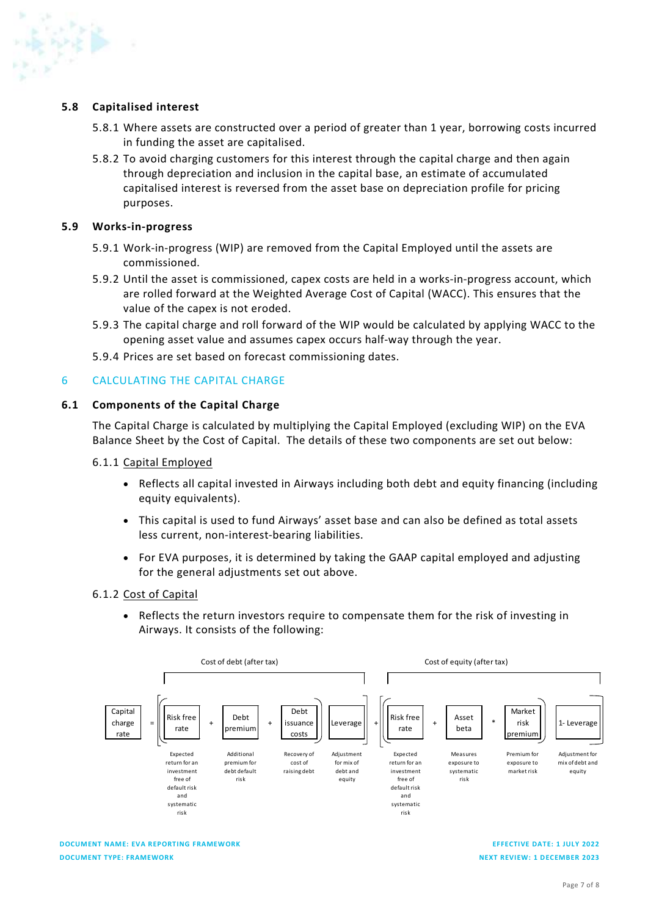### 5.8 Capitalised interest

5.8.1 Where assets are constructed over a period of greater than 1 year, borrowing costs incurred in funding the asset are capitalised.

5.8.2 To avoid charging customers for this interest through the capital charge and then again through depreciation and inclusion in the capital base, an estimate of accumulated capitalised interest is reversed from the asset base on depreciation profile for pricing purposes.

### 5.9 Works-in-progress

5.9.1 Work-in-progress (WIP) are removed from the Capital Employed until the assets are commissioned.

5.9.2 Until the asset is commissioned, capex costs are held in a works-in-progress account, which are rolled forward at the Weighted Average Cost of Capital (WACC). This ensures that the value of the capex is not eroded.

5.9.3 The capital charge and roll forward of the WIP would be calculated by applying WACC to the opening asset value and assumes capex occurs half-way through the year.

5.9.4 Prices are set based on forecast commissioning dates.

## 6 CALCULATING THE CAPITAL CHARGE

### 6.1 Components of the Capital Charge

The Capital Charge is calculated by multiplying the Capital Employed (excluding WIP) on the EVA Balance Sheet by the Cost of Capital. The details of these two components are set out below:

6.1.1 Capital Employed

- Reflects all capital invested in Airways including both debt and equity financing (including equity equivalents).
- This capital is used to fund Airways' asset base and can also be defined as total assets less current, non-interest-bearing liabilities.
- For EVA purposes, it is determined by taking the GAAP capital employed and adjusting for the general adjustments set out above.

6.1.2 Cost of Capital

- Reflects the return investors require to compensate them for the risk of investing in Airways. It consists of the following:

Capital charge rate = [ ( Risk free rate + Debt premium + Debt issuance costs ) × Leverage ] + [ ( Risk free rate + Asset beta * Market risk premium ) × (1- Leverage) ]

Cost of debt (after tax): Risk free rate + Debt premium + Debt issuance costs, multiplied by Leverage

Cost of equity (after tax): Risk free rate + Asset beta * Market risk premium, multiplied by 1- Leverage

| Component | Description |
|---|---|
| Risk free rate | Expected return for an investment free of default risk and systematic risk |
| Debt premium | Additional premium for debt default risk |
| Debt issuance costs | Recovery of cost of raising debt |
| Leverage | Adjustment for mix of debt and equity |
| Risk free rate | Expected return for an investment free of default risk and systematic risk |
| Asset beta | Measures exposure to systematic risk |
| Market risk premium | Premium for exposure to market risk |
| 1- Leverage | Adjustment for mix of debt and equity |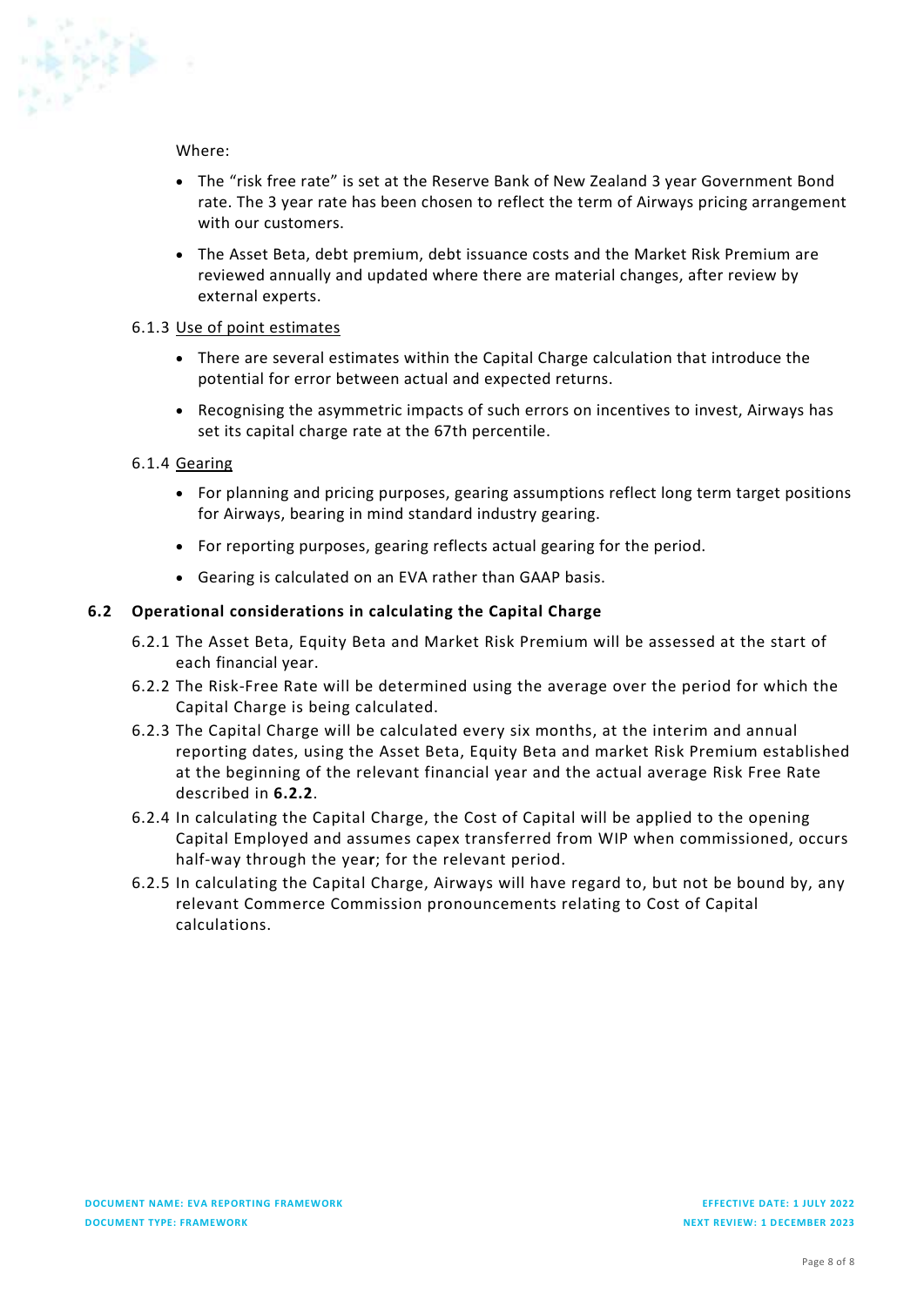Where:

- The "risk free rate" is set at the Reserve Bank of New Zealand 3 year Government Bond rate. The 3 year rate has been chosen to reflect the term of Airways pricing arrangement with our customers.
- The Asset Beta, debt premium, debt issuance costs and the Market Risk Premium are reviewed annually and updated where there are material changes, after review by external experts.

6.1.3 Use of point estimates

- There are several estimates within the Capital Charge calculation that introduce the potential for error between actual and expected returns.
- Recognising the asymmetric impacts of such errors on incentives to invest, Airways has set its capital charge rate at the 67th percentile.

6.1.4 Gearing

- For planning and pricing purposes, gearing assumptions reflect long term target positions for Airways, bearing in mind standard industry gearing.
- For reporting purposes, gearing reflects actual gearing for the period.
- Gearing is calculated on an EVA rather than GAAP basis.

### 6.2 Operational considerations in calculating the Capital Charge

6.2.1 The Asset Beta, Equity Beta and Market Risk Premium will be assessed at the start of each financial year.

6.2.2 The Risk-Free Rate will be determined using the average over the period for which the Capital Charge is being calculated.

6.2.3 The Capital Charge will be calculated every six months, at the interim and annual reporting dates, using the Asset Beta, Equity Beta and market Risk Premium established at the beginning of the relevant financial year and the actual average Risk Free Rate described in **6.2.2**.

6.2.4 In calculating the Capital Charge, the Cost of Capital will be applied to the opening Capital Employed and assumes capex transferred from WIP when commissioned, occurs half-way through the year; for the relevant period.

6.2.5 In calculating the Capital Charge, Airways will have regard to, but not be bound by, any relevant Commerce Commission pronouncements relating to Cost of Capital calculations.